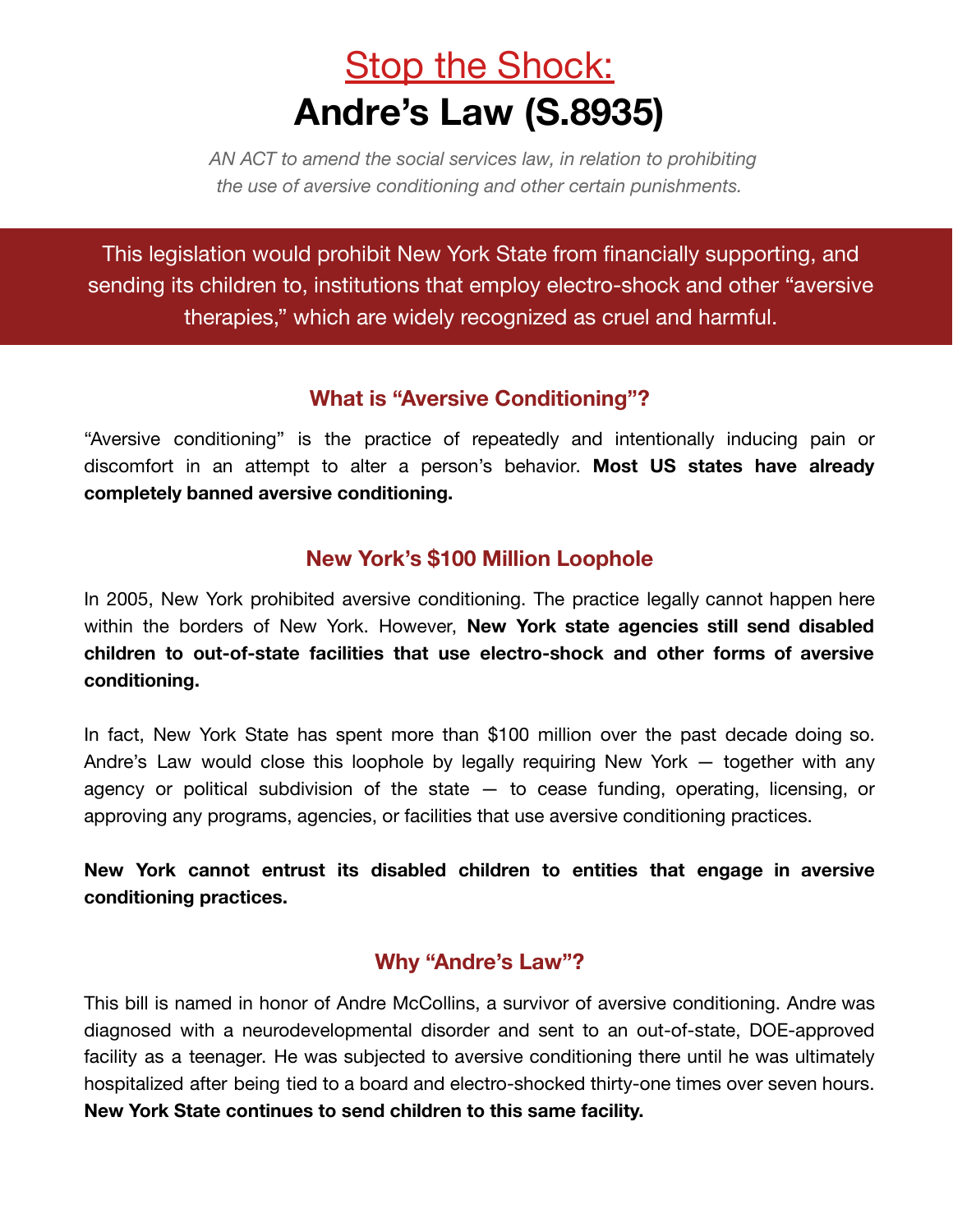# Stop the Shock:
# Andre's Law (S.8935)

*AN ACT to amend the social services law, in relation to prohibiting the use of aversive conditioning and other certain punishments.*

This legislation would prohibit New York State from financially supporting, and sending its children to, institutions that employ electro-shock and other "aversive therapies," which are widely recognized as cruel and harmful.

### What is "Aversive Conditioning"?

"Aversive conditioning" is the practice of repeatedly and intentionally inducing pain or discomfort in an attempt to alter a person's behavior. **Most US states have already completely banned aversive conditioning.**

### New York's $100 Million Loophole

In 2005, New York prohibited aversive conditioning. The practice legally cannot happen here within the borders of New York. However, **New York state agencies still send disabled children to out-of-state facilities that use electro-shock and other forms of aversive conditioning.**

In fact, New York State has spent more than $100 million over the past decade doing so. Andre's Law would close this loophole by legally requiring New York — together with any agency or political subdivision of the state — to cease funding, operating, licensing, or approving any programs, agencies, or facilities that use aversive conditioning practices.

**New York cannot entrust its disabled children to entities that engage in aversive conditioning practices.**

### Why "Andre's Law"?

This bill is named in honor of Andre McCollins, a survivor of aversive conditioning. Andre was diagnosed with a neurodevelopmental disorder and sent to an out-of-state, DOE-approved facility as a teenager. He was subjected to aversive conditioning there until he was ultimately hospitalized after being tied to a board and electro-shocked thirty-one times over seven hours. **New York State continues to send children to this same facility.**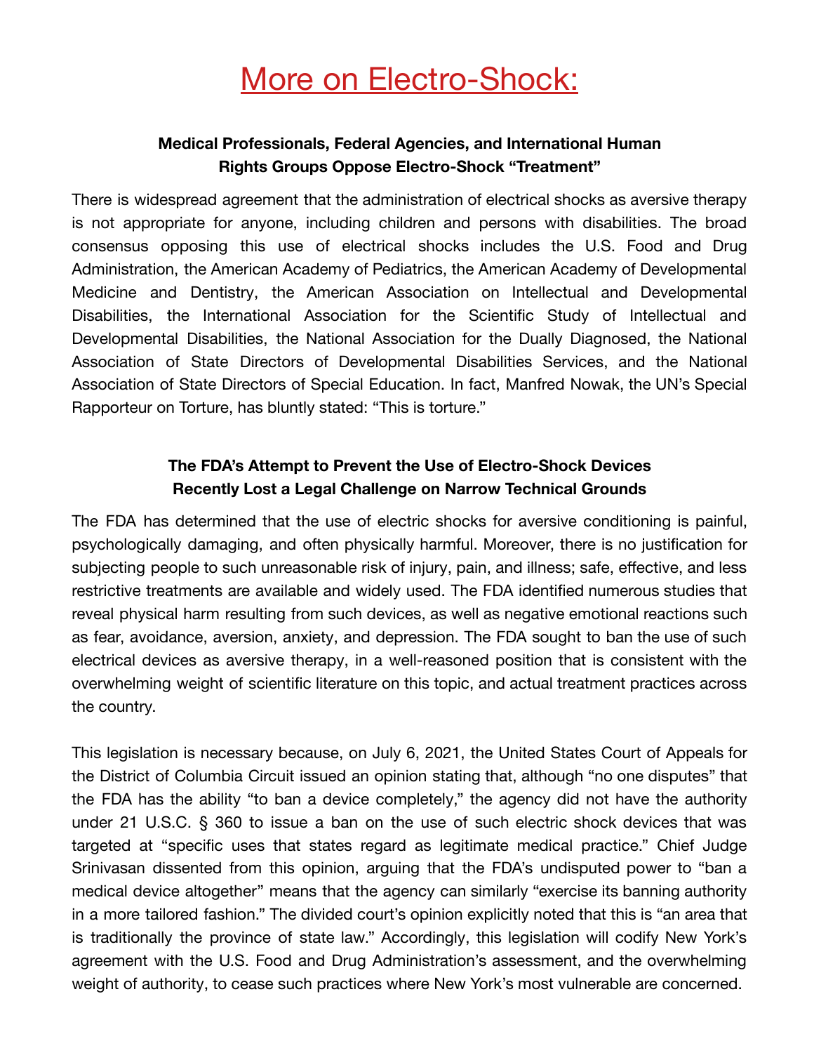# More on Electro-Shock:

### Medical Professionals, Federal Agencies, and International Human Rights Groups Oppose Electro-Shock "Treatment"

There is widespread agreement that the administration of electrical shocks as aversive therapy is not appropriate for anyone, including children and persons with disabilities. The broad consensus opposing this use of electrical shocks includes the U.S. Food and Drug Administration, the American Academy of Pediatrics, the American Academy of Developmental Medicine and Dentistry, the American Association on Intellectual and Developmental Disabilities, the International Association for the Scientific Study of Intellectual and Developmental Disabilities, the National Association for the Dually Diagnosed, the National Association of State Directors of Developmental Disabilities Services, and the National Association of State Directors of Special Education. In fact, Manfred Nowak, the UN's Special Rapporteur on Torture, has bluntly stated: "This is torture."

### The FDA's Attempt to Prevent the Use of Electro-Shock Devices Recently Lost a Legal Challenge on Narrow Technical Grounds

The FDA has determined that the use of electric shocks for aversive conditioning is painful, psychologically damaging, and often physically harmful. Moreover, there is no justification for subjecting people to such unreasonable risk of injury, pain, and illness; safe, effective, and less restrictive treatments are available and widely used. The FDA identified numerous studies that reveal physical harm resulting from such devices, as well as negative emotional reactions such as fear, avoidance, aversion, anxiety, and depression. The FDA sought to ban the use of such electrical devices as aversive therapy, in a well-reasoned position that is consistent with the overwhelming weight of scientific literature on this topic, and actual treatment practices across the country.

This legislation is necessary because, on July 6, 2021, the United States Court of Appeals for the District of Columbia Circuit issued an opinion stating that, although "no one disputes" that the FDA has the ability "to ban a device completely," the agency did not have the authority under 21 U.S.C. § 360 to issue a ban on the use of such electric shock devices that was targeted at "specific uses that states regard as legitimate medical practice." Chief Judge Srinivasan dissented from this opinion, arguing that the FDA's undisputed power to "ban a medical device altogether" means that the agency can similarly "exercise its banning authority in a more tailored fashion." The divided court's opinion explicitly noted that this is "an area that is traditionally the province of state law." Accordingly, this legislation will codify New York's agreement with the U.S. Food and Drug Administration's assessment, and the overwhelming weight of authority, to cease such practices where New York's most vulnerable are concerned.